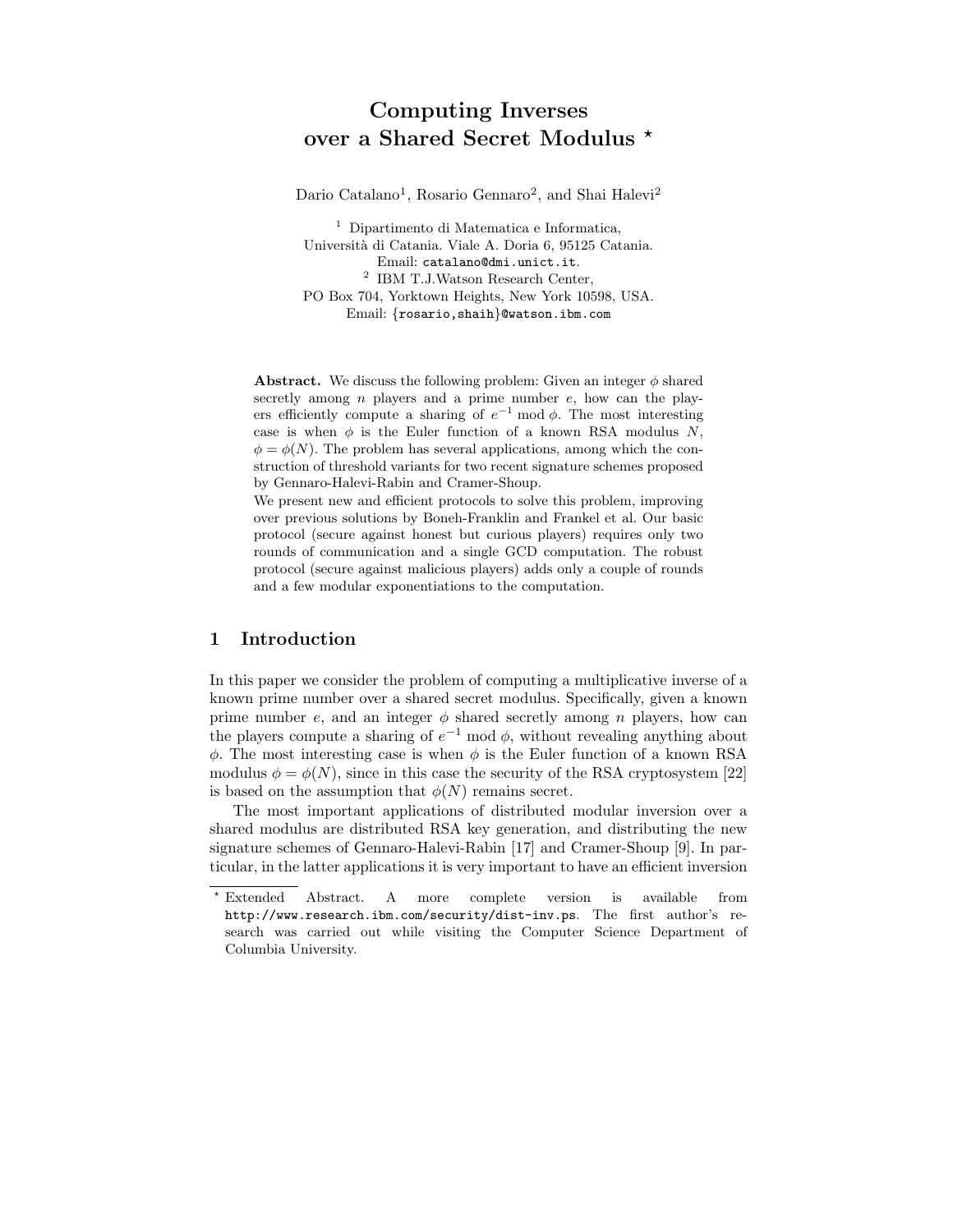# Computing Inverses over a Shared Secret Modulus *

Dario Catalano[1], Rosario Gennaro[2], and Shai Halevi[2]

[1] Dipartimento di Matematica e Informatica, Università di Catania. Viale A. Doria 6, 95125 Catania. Email: catalano@dmi.unict.it.

[2] IBM T.J.Watson Research Center, PO Box 704, Yorktown Heights, New York 10598, USA. Email: {rosario,shaih}@watson.ibm.com

**Abstract.** We discuss the following problem: Given an integer $\phi$ shared secretly among $n$ players and a prime number $e$, how can the players efficiently compute a sharing of $e^{-1} \bmod \phi$. The most interesting case is when $\phi$ is the Euler function of a known RSA modulus $N$, $\phi = \phi(N)$. The problem has several applications, among which the construction of threshold variants for two recent signature schemes proposed by Gennaro-Halevi-Rabin and Cramer-Shoup.

We present new and efficient protocols to solve this problem, improving over previous solutions by Boneh-Franklin and Frankel et al. Our basic protocol (secure against honest but curious players) requires only two rounds of communication and a single GCD computation. The robust protocol (secure against malicious players) adds only a couple of rounds and a few modular exponentiations to the computation.

## 1 Introduction

In this paper we consider the problem of computing a multiplicative inverse of a known prime number over a shared secret modulus. Specifically, given a known prime number $e$, and an integer $\phi$ shared secretly among $n$ players, how can the players compute a sharing of $e^{-1} \bmod \phi$, without revealing anything about $\phi$. The most interesting case is when $\phi$ is the Euler function of a known RSA modulus $\phi = \phi(N)$, since in this case the security of the RSA cryptosystem [22] is based on the assumption that $\phi(N)$ remains secret.

The most important applications of distributed modular inversion over a shared modulus are distributed RSA key generation, and distributing the new signature schemes of Gennaro-Halevi-Rabin [17] and Cramer-Shoup [9]. In particular, in the latter applications it is very important to have an efficient inversion

* Extended Abstract. A more complete version is available from http://www.research.ibm.com/security/dist-inv.ps. The first author's research was carried out while visiting the Computer Science Department of Columbia University.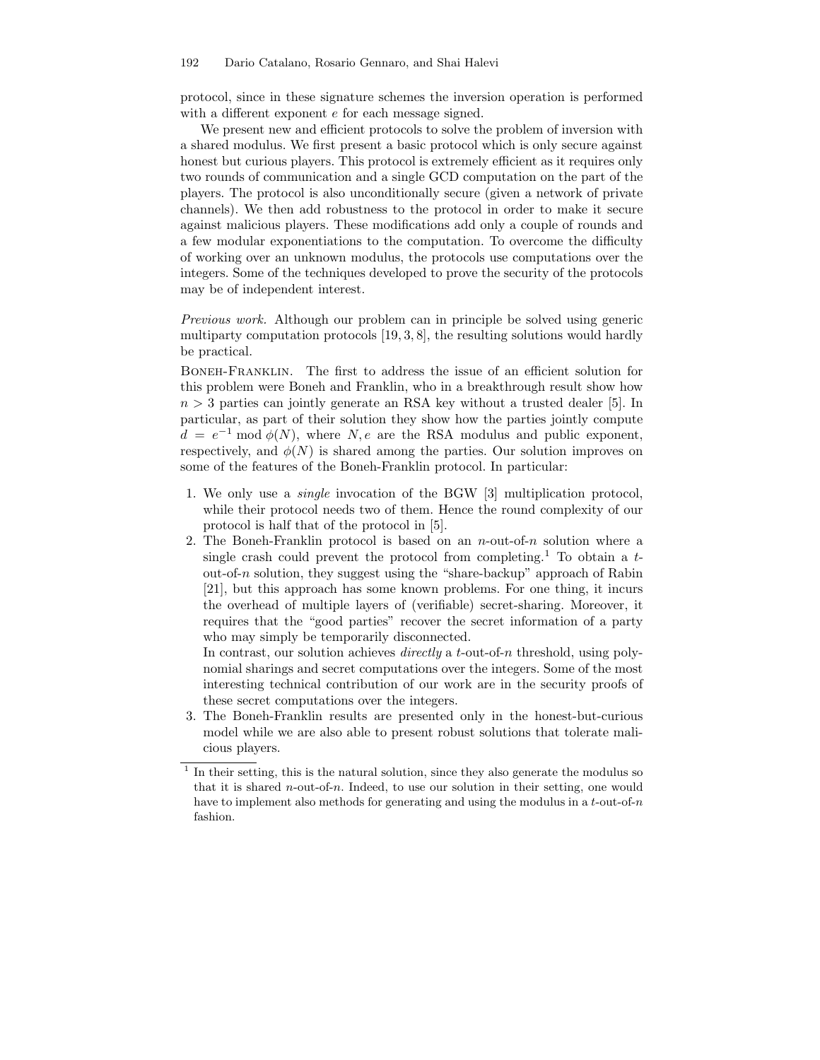protocol, since in these signature schemes the inversion operation is performed with a different exponent $e$ for each message signed.

We present new and efficient protocols to solve the problem of inversion with a shared modulus. We first present a basic protocol which is only secure against honest but curious players. This protocol is extremely efficient as it requires only two rounds of communication and a single GCD computation on the part of the players. The protocol is also unconditionally secure (given a network of private channels). We then add robustness to the protocol in order to make it secure against malicious players. These modifications add only a couple of rounds and a few modular exponentiations to the computation. To overcome the difficulty of working over an unknown modulus, the protocols use computations over the integers. Some of the techniques developed to prove the security of the protocols may be of independent interest.

*Previous work.* Although our problem can in principle be solved using generic multiparty computation protocols [19, 3, 8], the resulting solutions would hardly be practical.

Boneh-Franklin. The first to address the issue of an efficient solution for this problem were Boneh and Franklin, who in a breakthrough result show how $n > 3$ parties can jointly generate an RSA key without a trusted dealer [5]. In particular, as part of their solution they show how the parties jointly compute $d = e^{-1} \bmod \phi(N)$, where $N, e$ are the RSA modulus and public exponent, respectively, and $\phi(N)$ is shared among the parties. Our solution improves on some of the features of the Boneh-Franklin protocol. In particular:

1. We only use a *single* invocation of the BGW [3] multiplication protocol, while their protocol needs two of them. Hence the round complexity of our protocol is half that of the protocol in [5].
2. The Boneh-Franklin protocol is based on an $n$-out-of-$n$ solution where a single crash could prevent the protocol from completing.[1] To obtain a $t$-out-of-$n$ solution, they suggest using the "share-backup" approach of Rabin [21], but this approach has some known problems. For one thing, it incurs the overhead of multiple layers of (verifiable) secret-sharing. Moreover, it requires that the "good parties" recover the secret information of a party who may simply be temporarily disconnected.

   In contrast, our solution achieves *directly* a $t$-out-of-$n$ threshold, using polynomial sharings and secret computations over the integers. Some of the most interesting technical contribution of our work are in the security proofs of these secret computations over the integers.
3. The Boneh-Franklin results are presented only in the honest-but-curious model while we are also able to present robust solutions that tolerate malicious players.

[1] In their setting, this is the natural solution, since they also generate the modulus so that it is shared $n$-out-of-$n$. Indeed, to use our solution in their setting, one would have to implement also methods for generating and using the modulus in a $t$-out-of-$n$ fashion.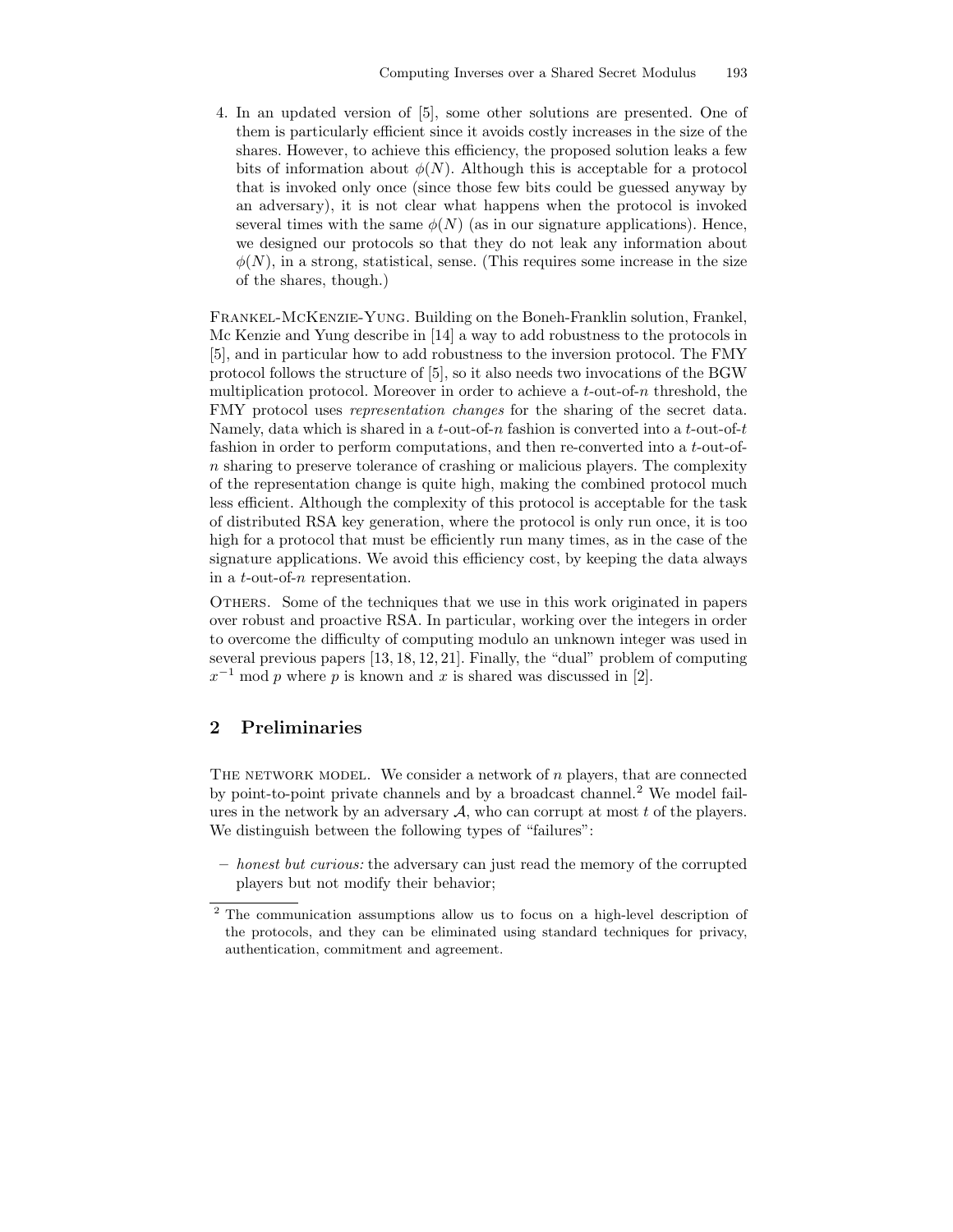4. In an updated version of [5], some other solutions are presented. One of them is particularly efficient since it avoids costly increases in the size of the shares. However, to achieve this efficiency, the proposed solution leaks a few bits of information about $\phi(N)$. Although this is acceptable for a protocol that is invoked only once (since those few bits could be guessed anyway by an adversary), it is not clear what happens when the protocol is invoked several times with the same $\phi(N)$ (as in our signature applications). Hence, we designed our protocols so that they do not leak any information about $\phi(N)$, in a strong, statistical, sense. (This requires some increase in the size of the shares, though.)

Frankel-McKenzie-Yung. Building on the Boneh-Franklin solution, Frankel, Mc Kenzie and Yung describe in [14] a way to add robustness to the protocols in [5], and in particular how to add robustness to the inversion protocol. The FMY protocol follows the structure of [5], so it also needs two invocations of the BGW multiplication protocol. Moreover in order to achieve a $t$-out-of-$n$ threshold, the FMY protocol uses *representation changes* for the sharing of the secret data. Namely, data which is shared in a $t$-out-of-$n$ fashion is converted into a $t$-out-of-$t$ fashion in order to perform computations, and then re-converted into a $t$-out-of-$n$ sharing to preserve tolerance of crashing or malicious players. The complexity of the representation change is quite high, making the combined protocol much less efficient. Although the complexity of this protocol is acceptable for the task of distributed RSA key generation, where the protocol is only run once, it is too high for a protocol that must be efficiently run many times, as in the case of the signature applications. We avoid this efficiency cost, by keeping the data always in a $t$-out-of-$n$ representation.

Others. Some of the techniques that we use in this work originated in papers over robust and proactive RSA. In particular, working over the integers in order to overcome the difficulty of computing modulo an unknown integer was used in several previous papers [13, 18, 12, 21]. Finally, the "dual" problem of computing $x^{-1} \bmod p$ where $p$ is known and $x$ is shared was discussed in [2].

## 2 Preliminaries

The network model. We consider a network of $n$ players, that are connected by point-to-point private channels and by a broadcast channel.[2] We model failures in the network by an adversary $\mathcal{A}$, who can corrupt at most $t$ of the players. We distinguish between the following types of "failures":

– *honest but curious:* the adversary can just read the memory of the corrupted players but not modify their behavior;

[2] The communication assumptions allow us to focus on a high-level description of the protocols, and they can be eliminated using standard techniques for privacy, authentication, commitment and agreement.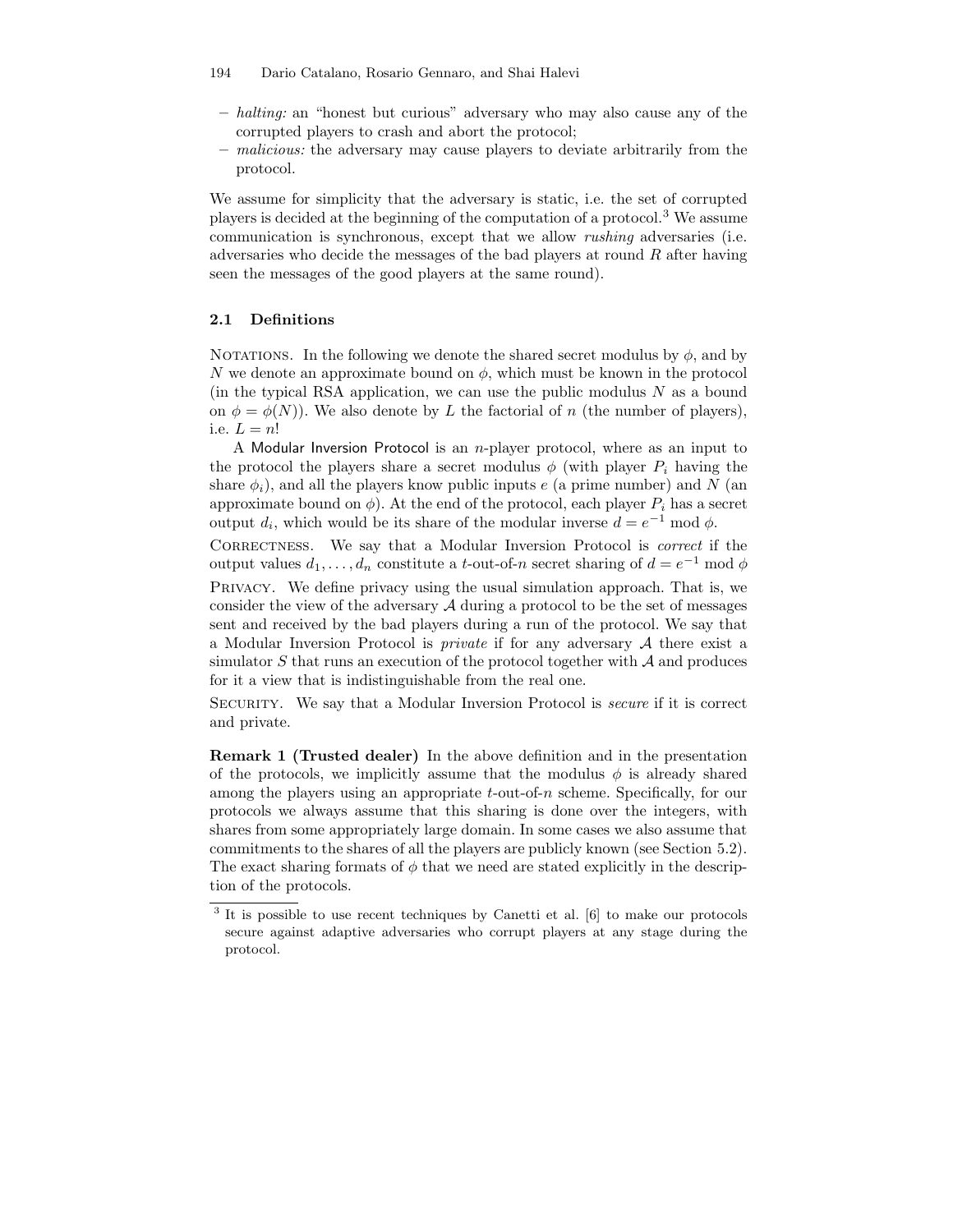- *halting:* an "honest but curious" adversary who may also cause any of the corrupted players to crash and abort the protocol;
- *malicious:* the adversary may cause players to deviate arbitrarily from the protocol.

We assume for simplicity that the adversary is static, i.e. the set of corrupted players is decided at the beginning of the computation of a protocol.[3] We assume communication is synchronous, except that we allow *rushing* adversaries (i.e. adversaries who decide the messages of the bad players at round $R$ after having seen the messages of the good players at the same round).

## 2.1 Definitions

NOTATIONS. In the following we denote the shared secret modulus by $\phi$, and by $N$ we denote an approximate bound on $\phi$, which must be known in the protocol (in the typical RSA application, we can use the public modulus $N$ as a bound on $\phi = \phi(N)$). We also denote by $L$ the factorial of $n$ (the number of players), i.e. $L = n!$

A Modular Inversion Protocol is an $n$-player protocol, where as an input to the protocol the players share a secret modulus $\phi$ (with player $P_i$ having the share $\phi_i$), and all the players know public inputs $e$ (a prime number) and $N$ (an approximate bound on $\phi$). At the end of the protocol, each player $P_i$ has a secret output $d_i$, which would be its share of the modular inverse $d = e^{-1} \bmod \phi$.

CORRECTNESS. We say that a Modular Inversion Protocol is *correct* if the output values $d_1, \ldots, d_n$ constitute a $t$-out-of-$n$ secret sharing of $d = e^{-1} \bmod \phi$

PRIVACY. We define privacy using the usual simulation approach. That is, we consider the view of the adversary $\mathcal{A}$ during a protocol to be the set of messages sent and received by the bad players during a run of the protocol. We say that a Modular Inversion Protocol is *private* if for any adversary $\mathcal{A}$ there exist a simulator $S$ that runs an execution of the protocol together with $\mathcal{A}$ and produces for it a view that is indistinguishable from the real one.

SECURITY. We say that a Modular Inversion Protocol is *secure* if it is correct and private.

**Remark 1 (Trusted dealer)** In the above definition and in the presentation of the protocols, we implicitly assume that the modulus $\phi$ is already shared among the players using an appropriate $t$-out-of-$n$ scheme. Specifically, for our protocols we always assume that this sharing is done over the integers, with shares from some appropriately large domain. In some cases we also assume that commitments to the shares of all the players are publicly known (see Section 5.2). The exact sharing formats of $\phi$ that we need are stated explicitly in the description of the protocols.

[3] It is possible to use recent techniques by Canetti et al. [6] to make our protocols secure against adaptive adversaries who corrupt players at any stage during the protocol.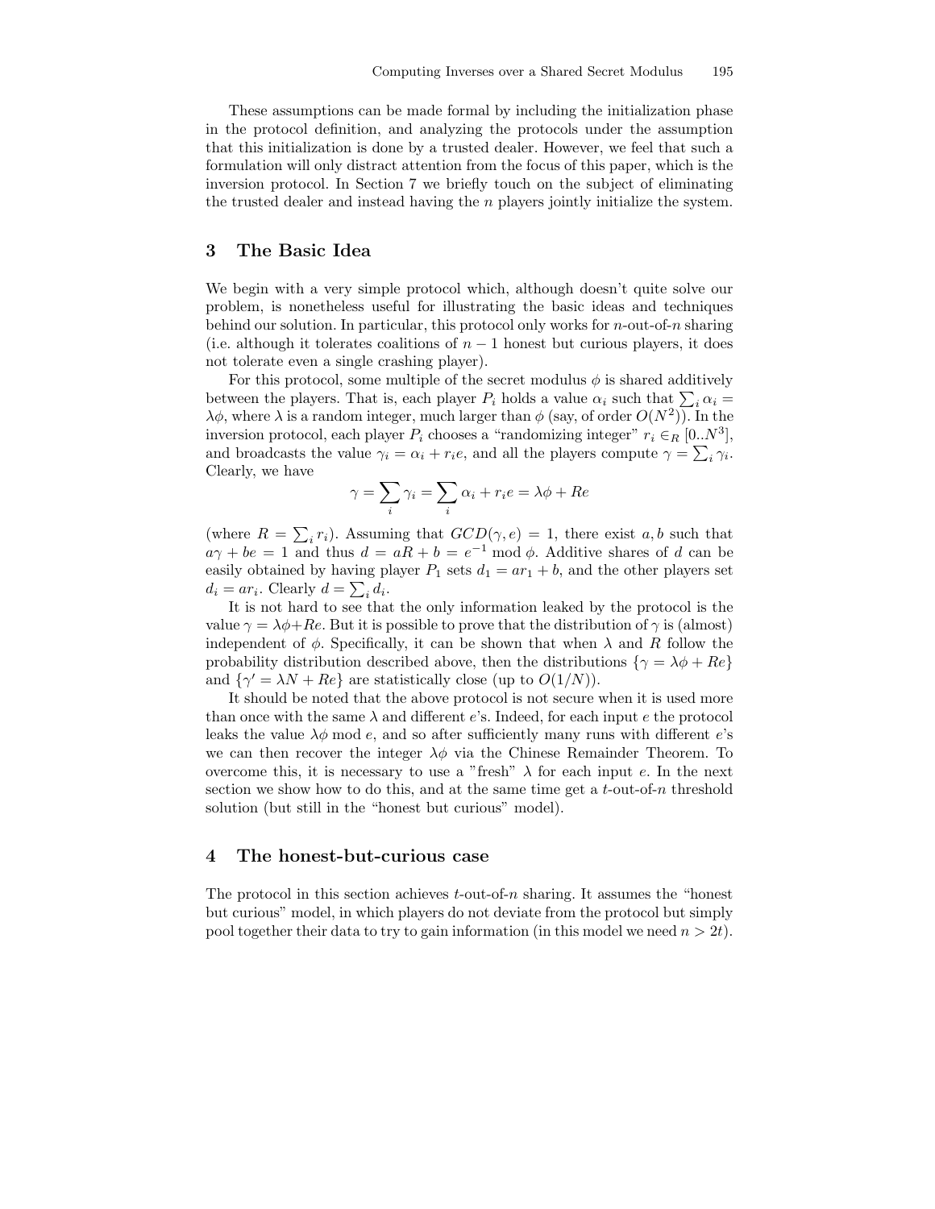These assumptions can be made formal by including the initialization phase in the protocol definition, and analyzing the protocols under the assumption that this initialization is done by a trusted dealer. However, we feel that such a formulation will only distract attention from the focus of this paper, which is the inversion protocol. In Section 7 we briefly touch on the subject of eliminating the trusted dealer and instead having the $n$ players jointly initialize the system.

## 3 The Basic Idea

We begin with a very simple protocol which, although doesn't quite solve our problem, is nonetheless useful for illustrating the basic ideas and techniques behind our solution. In particular, this protocol only works for $n$-out-of-$n$ sharing (i.e. although it tolerates coalitions of $n-1$ honest but curious players, it does not tolerate even a single crashing player).

For this protocol, some multiple of the secret modulus $\phi$ is shared additively between the players. That is, each player $P_i$ holds a value $\alpha_i$ such that $\sum_i \alpha_i = \lambda\phi$, where $\lambda$ is a random integer, much larger than $\phi$ (say, of order $O(N^2)$). In the inversion protocol, each player $P_i$ chooses a "randomizing integer" $r_i \in_R [0..N^3]$, and broadcasts the value $\gamma_i = \alpha_i + r_i e$, and all the players compute $\gamma = \sum_i \gamma_i$. Clearly, we have

$$\gamma = \sum_i \gamma_i = \sum_i \alpha_i + r_i e = \lambda\phi + Re$$

(where $R = \sum_i r_i$). Assuming that $GCD(\gamma, e) = 1$, there exist $a, b$ such that $a\gamma + be = 1$ and thus $d = aR + b = e^{-1} \bmod \phi$. Additive shares of $d$ can be easily obtained by having player $P_1$ sets $d_1 = ar_1 + b$, and the other players set $d_i = ar_i$. Clearly $d = \sum_i d_i$.

It is not hard to see that the only information leaked by the protocol is the value $\gamma = \lambda\phi + Re$. But it is possible to prove that the distribution of $\gamma$ is (almost) independent of $\phi$. Specifically, it can be shown that when $\lambda$ and $R$ follow the probability distribution described above, then the distributions $\{\gamma = \lambda\phi + Re\}$ and $\{\gamma' = \lambda N + Re\}$ are statistically close (up to $O(1/N)$).

It should be noted that the above protocol is not secure when it is used more than once with the same $\lambda$ and different $e$'s. Indeed, for each input $e$ the protocol leaks the value $\lambda\phi \bmod e$, and so after sufficiently many runs with different $e$'s we can then recover the integer $\lambda\phi$ via the Chinese Remainder Theorem. To overcome this, it is necessary to use a "fresh" $\lambda$ for each input $e$. In the next section we show how to do this, and at the same time get a $t$-out-of-$n$ threshold solution (but still in the "honest but curious" model).

## 4 The honest-but-curious case

The protocol in this section achieves $t$-out-of-$n$ sharing. It assumes the "honest but curious" model, in which players do not deviate from the protocol but simply pool together their data to try to gain information (in this model we need $n > 2t$).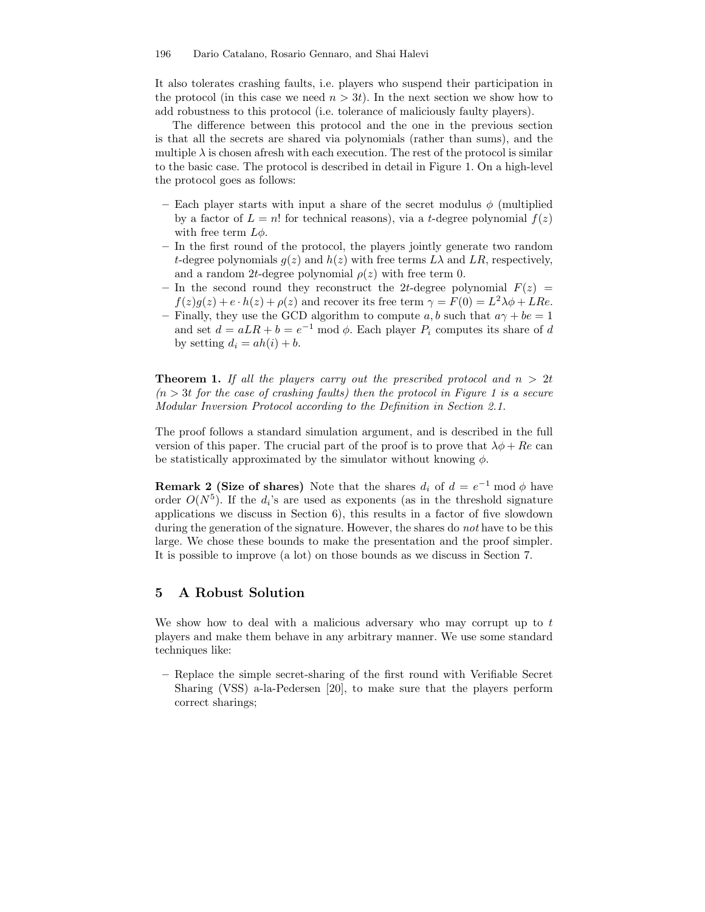It also tolerates crashing faults, i.e. players who suspend their participation in the protocol (in this case we need $n > 3t$). In the next section we show how to add robustness to this protocol (i.e. tolerance of maliciously faulty players).

The difference between this protocol and the one in the previous section is that all the secrets are shared via polynomials (rather than sums), and the multiple $\lambda$ is chosen afresh with each execution. The rest of the protocol is similar to the basic case. The protocol is described in detail in Figure 1. On a high-level the protocol goes as follows:

- Each player starts with input a share of the secret modulus $\phi$ (multiplied by a factor of $L = n!$ for technical reasons), via a $t$-degree polynomial $f(z)$ with free term $L\phi$.
- In the first round of the protocol, the players jointly generate two random $t$-degree polynomials $g(z)$ and $h(z)$ with free terms $L\lambda$ and $LR$, respectively, and a random $2t$-degree polynomial $\rho(z)$ with free term 0.
- In the second round they reconstruct the $2t$-degree polynomial $F(z) = f(z)g(z) + e \cdot h(z) + \rho(z)$ and recover its free term $\gamma = F(0) = L^2\lambda\phi + LRe$.
- Finally, they use the GCD algorithm to compute $a, b$ such that $a\gamma + be = 1$ and set $d = aLR + b = e^{-1} \bmod \phi$. Each player $P_i$ computes its share of $d$ by setting $d_i = ah(i) + b$.

**Theorem 1.** *If all the players carry out the prescribed protocol and $n > 2t$ ($n > 3t$ for the case of crashing faults) then the protocol in Figure 1 is a secure Modular Inversion Protocol according to the Definition in Section 2.1.*

The proof follows a standard simulation argument, and is described in the full version of this paper. The crucial part of the proof is to prove that $\lambda\phi + Re$ can be statistically approximated by the simulator without knowing $\phi$.

**Remark 2 (Size of shares)** Note that the shares $d_i$ of $d = e^{-1} \bmod \phi$ have order $O(N^5)$. If the $d_i$'s are used as exponents (as in the threshold signature applications we discuss in Section 6), this results in a factor of five slowdown during the generation of the signature. However, the shares do *not* have to be this large. We chose these bounds to make the presentation and the proof simpler. It is possible to improve (a lot) on those bounds as we discuss in Section 7.

## 5 A Robust Solution

We show how to deal with a malicious adversary who may corrupt up to $t$ players and make them behave in any arbitrary manner. We use some standard techniques like:

- Replace the simple secret-sharing of the first round with Verifiable Secret Sharing (VSS) a-la-Pedersen [20], to make sure that the players perform correct sharings;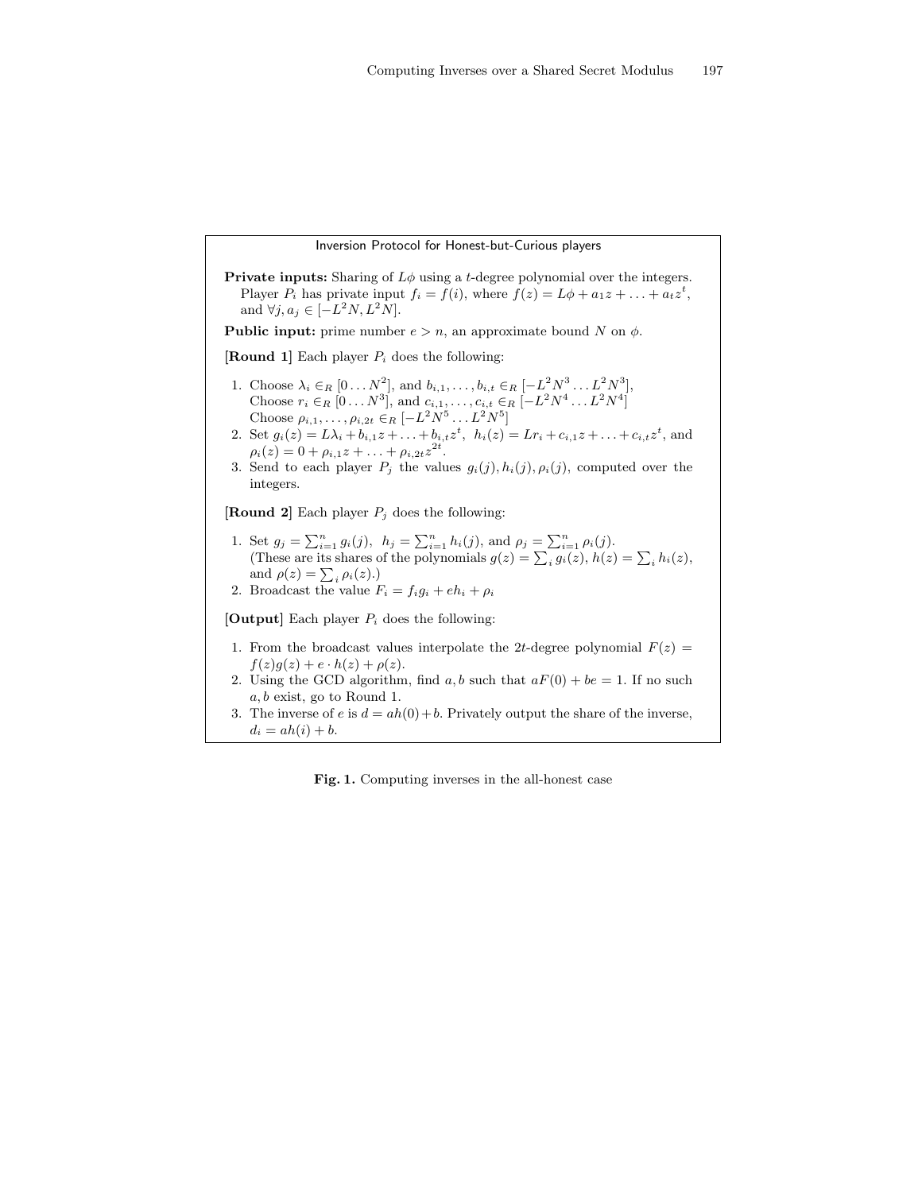### Inversion Protocol for Honest-but-Curious players

**Private inputs:** Sharing of $L\phi$ using a $t$-degree polynomial over the integers. Player $P_i$ has private input $f_i = f(i)$, where $f(z) = L\phi + a_1 z + \ldots + a_t z^t$, and $\forall j, a_j \in [-L^2 N, L^2 N]$.

**Public input:** prime number $e > n$, an approximate bound $N$ on $\phi$.

**[Round 1]** Each player $P_i$ does the following:

1. Choose $\lambda_i \in_R [0 \ldots N^2]$, and $b_{i,1}, \ldots, b_{i,t} \in_R [-L^2 N^3 \ldots L^2 N^3]$,
   Choose $r_i \in_R [0 \ldots N^3]$, and $c_{i,1}, \ldots, c_{i,t} \in_R [-L^2 N^4 \ldots L^2 N^4]$
   Choose $\rho_{i,1}, \ldots, \rho_{i,2t} \in_R [-L^2 N^5 \ldots L^2 N^5]$
2. Set $g_i(z) = L\lambda_i + b_{i,1} z + \ldots + b_{i,t} z^t$, $h_i(z) = Lr_i + c_{i,1} z + \ldots + c_{i,t} z^t$, and $\rho_i(z) = 0 + \rho_{i,1} z + \ldots + \rho_{i,2t} z^{2t}$.
3. Send to each player $P_j$ the values $g_i(j), h_i(j), \rho_i(j)$, computed over the integers.

**[Round 2]** Each player $P_j$ does the following:

1. Set $g_j = \sum_{i=1}^n g_i(j)$, $h_j = \sum_{i=1}^n h_i(j)$, and $\rho_j = \sum_{i=1}^n \rho_i(j)$.
   (These are its shares of the polynomials $g(z) = \sum_i g_i(z)$, $h(z) = \sum_i h_i(z)$, and $\rho(z) = \sum_i \rho_i(z)$.)
2. Broadcast the value $F_i = f_i g_i + e h_i + \rho_i$

**[Output]** Each player $P_i$ does the following:

1. From the broadcast values interpolate the $2t$-degree polynomial $F(z) = f(z)g(z) + e \cdot h(z) + \rho(z)$.
2. Using the GCD algorithm, find $a, b$ such that $aF(0) + be = 1$. If no such $a, b$ exist, go to Round 1.
3. The inverse of $e$ is $d = ah(0) + b$. Privately output the share of the inverse, $d_i = ah(i) + b$.

**Fig. 1.** Computing inverses in the all-honest case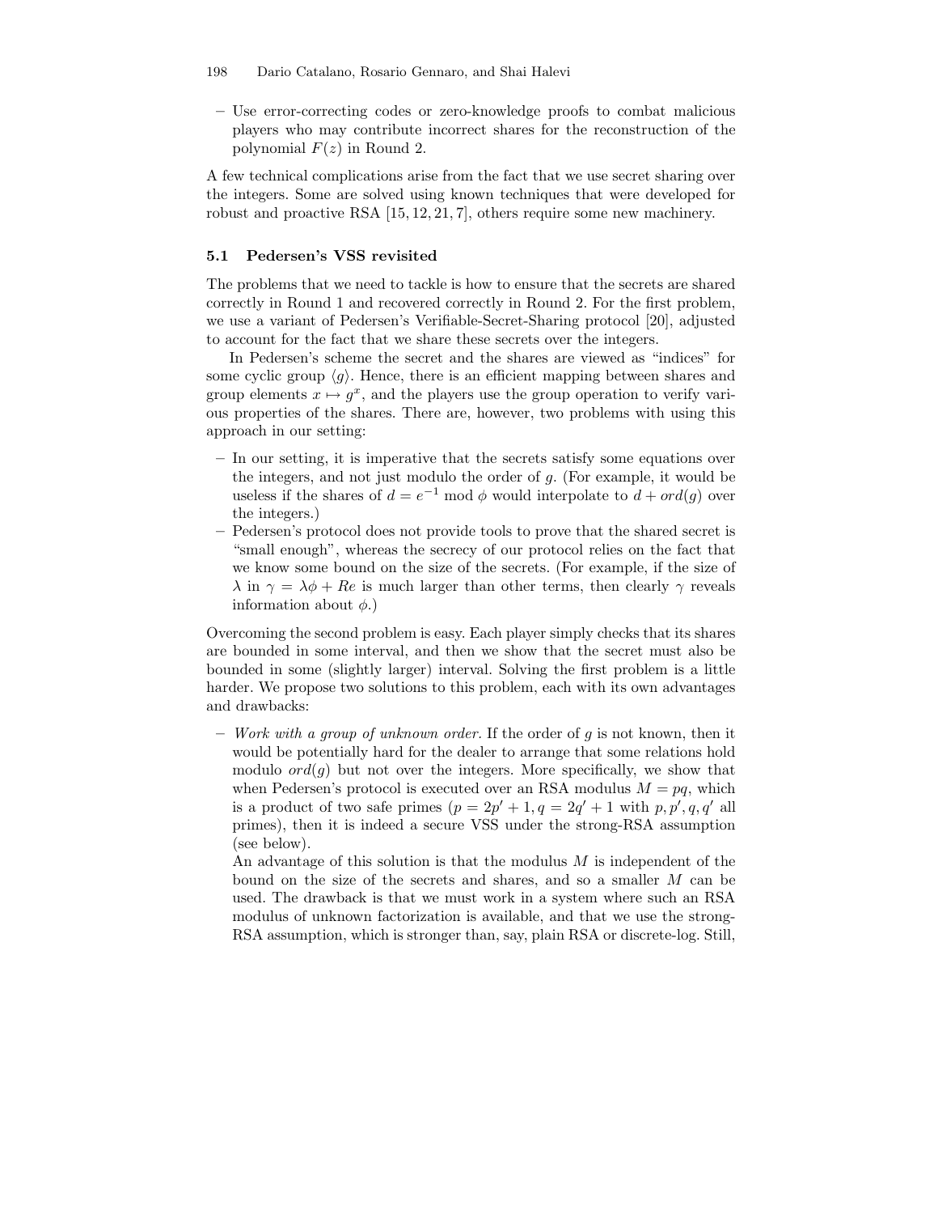– Use error-correcting codes or zero-knowledge proofs to combat malicious players who may contribute incorrect shares for the reconstruction of the polynomial $F(z)$ in Round 2.

A few technical complications arise from the fact that we use secret sharing over the integers. Some are solved using known techniques that were developed for robust and proactive RSA [15, 12, 21, 7], others require some new machinery.

### 5.1 Pedersen's VSS revisited

The problems that we need to tackle is how to ensure that the secrets are shared correctly in Round 1 and recovered correctly in Round 2. For the first problem, we use a variant of Pedersen's Verifiable-Secret-Sharing protocol [20], adjusted to account for the fact that we share these secrets over the integers.

In Pedersen's scheme the secret and the shares are viewed as "indices" for some cyclic group $\langle g \rangle$. Hence, there is an efficient mapping between shares and group elements $x \mapsto g^x$, and the players use the group operation to verify various properties of the shares. There are, however, two problems with using this approach in our setting:

– In our setting, it is imperative that the secrets satisfy some equations over the integers, and not just modulo the order of $g$. (For example, it would be useless if the shares of $d = e^{-1} \bmod \phi$ would interpolate to $d + ord(g)$ over the integers.)
– Pedersen's protocol does not provide tools to prove that the shared secret is "small enough", whereas the secrecy of our protocol relies on the fact that we know some bound on the size of the secrets. (For example, if the size of $\lambda$ in $\gamma = \lambda\phi + Re$ is much larger than other terms, then clearly $\gamma$ reveals information about $\phi$.)

Overcoming the second problem is easy. Each player simply checks that its shares are bounded in some interval, and then we show that the secret must also be bounded in some (slightly larger) interval. Solving the first problem is a little harder. We propose two solutions to this problem, each with its own advantages and drawbacks:

– *Work with a group of unknown order.* If the order of $g$ is not known, then it would be potentially hard for the dealer to arrange that some relations hold modulo $ord(g)$ but not over the integers. More specifically, we show that when Pedersen's protocol is executed over an RSA modulus $M = pq$, which is a product of two safe primes ($p = 2p' + 1, q = 2q' + 1$ with $p, p', q, q'$ all primes), then it is indeed a secure VSS under the strong-RSA assumption (see below).

  An advantage of this solution is that the modulus $M$ is independent of the bound on the size of the secrets and shares, and so a smaller $M$ can be used. The drawback is that we must work in a system where such an RSA modulus of unknown factorization is available, and that we use the strong-RSA assumption, which is stronger than, say, plain RSA or discrete-log. Still,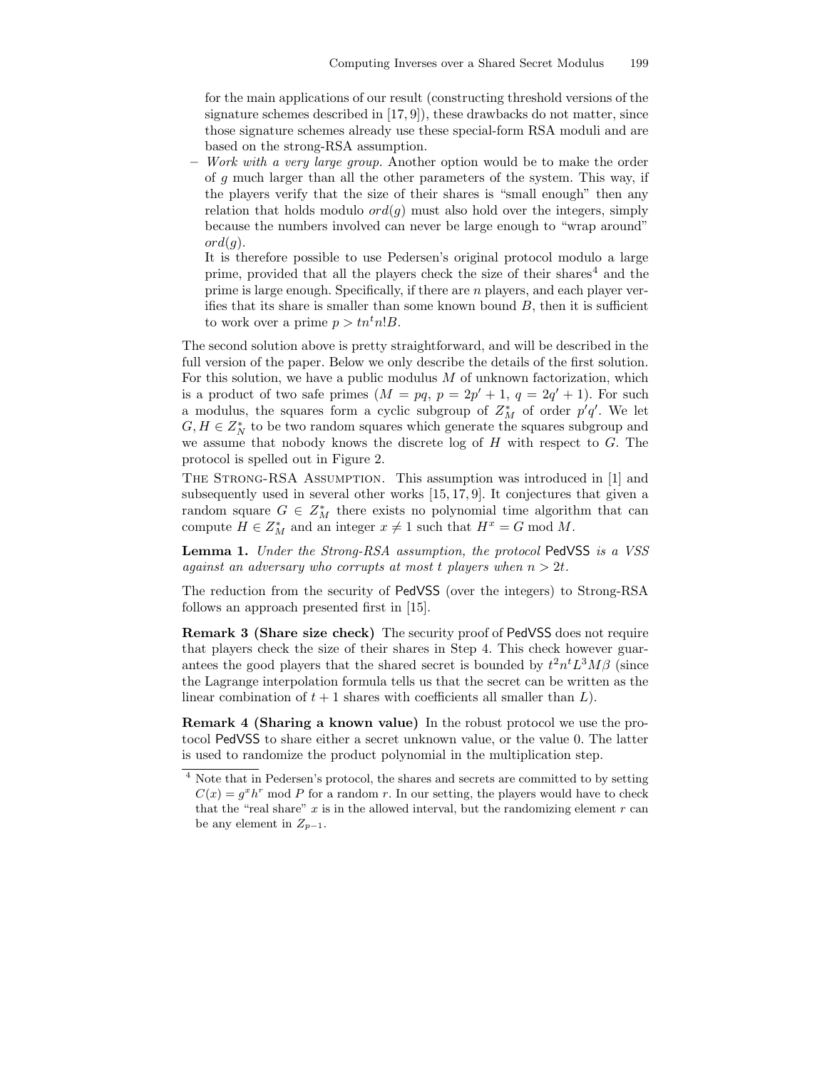for the main applications of our result (constructing threshold versions of the signature schemes described in [17, 9]), these drawbacks do not matter, since those signature schemes already use these special-form RSA moduli and are based on the strong-RSA assumption.

– *Work with a very large group.* Another option would be to make the order of $g$ much larger than all the other parameters of the system. This way, if the players verify that the size of their shares is "small enough" then any relation that holds modulo $ord(g)$ must also hold over the integers, simply because the numbers involved can never be large enough to "wrap around" $ord(g)$.

  It is therefore possible to use Pedersen's original protocol modulo a large prime, provided that all the players check the size of their shares[4] and the prime is large enough. Specifically, if there are $n$ players, and each player verifies that its share is smaller than some known bound $B$, then it is sufficient to work over a prime $p > tn^t n! B$.

The second solution above is pretty straightforward, and will be described in the full version of the paper. Below we only describe the details of the first solution. For this solution, we have a public modulus $M$ of unknown factorization, which is a product of two safe primes ($M = pq$, $p = 2p' + 1$, $q = 2q' + 1$). For such a modulus, the squares form a cyclic subgroup of $Z_M^*$ of order $p'q'$. We let $G, H \in Z_N^*$ to be two random squares which generate the squares subgroup and we assume that nobody knows the discrete log of $H$ with respect to $G$. The protocol is spelled out in Figure 2.

The Strong-RSA Assumption. This assumption was introduced in [1] and subsequently used in several other works [15, 17, 9]. It conjectures that given a random square $G \in Z_M^*$ there exists no polynomial time algorithm that can compute $H \in Z_M^*$ and an integer $x \neq 1$ such that $H^x = G \bmod M$.

**Lemma 1.** *Under the Strong-RSA assumption, the protocol* PedVSS *is a VSS against an adversary who corrupts at most $t$ players when $n > 2t$.*

The reduction from the security of PedVSS (over the integers) to Strong-RSA follows an approach presented first in [15].

**Remark 3 (Share size check)** The security proof of PedVSS does not require that players check the size of their shares in Step 4. This check however guarantees the good players that the shared secret is bounded by $t^2 n^t L^3 M \beta$ (since the Lagrange interpolation formula tells us that the secret can be written as the linear combination of $t+1$ shares with coefficients all smaller than $L$).

**Remark 4 (Sharing a known value)** In the robust protocol we use the protocol PedVSS to share either a secret unknown value, or the value 0. The latter is used to randomize the product polynomial in the multiplication step.

---

[4] Note that in Pedersen's protocol, the shares and secrets are committed to by setting $C(x) = g^x h^r \bmod P$ for a random $r$. In our setting, the players would have to check that the "real share" $x$ is in the allowed interval, but the randomizing element $r$ can be any element in $Z_{p-1}$.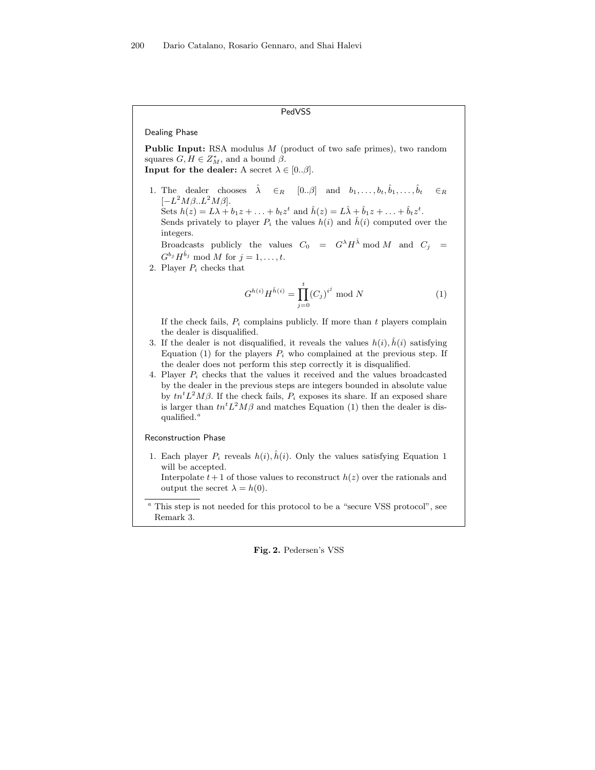## PedVSS

### Dealing Phase

**Public Input:** RSA modulus $M$ (product of two safe primes), two random squares $G, H \in Z_M^*$, and a bound $\beta$.
**Input for the dealer:** A secret $\lambda \in [0..\beta]$.

1. The dealer chooses $\hat{\lambda} \in_R [0..\beta]$ and $b_1, \ldots, b_t, \hat{b}_1, \ldots, \hat{b}_t \in_R [-L^2 M\beta..L^2 M\beta]$.
   Sets $h(z) = L\lambda + b_1 z + \ldots + b_t z^t$ and $\hat{h}(z) = L\hat{\lambda} + \hat{b}_1 z + \ldots + \hat{b}_t z^t$.
   Sends privately to player $P_i$ the values $h(i)$ and $\hat{h}(i)$ computed over the integers.
   Broadcasts publicly the values $C_0 = G^{\lambda} H^{\hat{\lambda}} \bmod M$ and $C_j = G^{b_j} H^{\hat{b}_j} \bmod M$ for $j = 1, \ldots, t$.
2. Player $P_i$ checks that
$$G^{h(i)} H^{\hat{h}(i)} = \prod_{j=0}^{t} (C_j)^{i^j} \bmod N \tag{1}$$
   If the check fails, $P_i$ complains publicly. If more than $t$ players complain the dealer is disqualified.
3. If the dealer is not disqualified, it reveals the values $h(i), \hat{h}(i)$ satisfying Equation (1) for the players $P_i$ who complained at the previous step. If the dealer does not perform this step correctly it is disqualified.
4. Player $P_i$ checks that the values it received and the values broadcasted by the dealer in the previous steps are integers bounded in absolute value by $tn^t L^2 M\beta$. If the check fails, $P_i$ exposes its share. If an exposed share is larger than $tn^t L^2 M\beta$ and matches Equation (1) then the dealer is disqualified.[a]

### Reconstruction Phase

1. Each player $P_i$ reveals $h(i), \hat{h}(i)$. Only the values satisfying Equation 1 will be accepted.
   Interpolate $t+1$ of those values to reconstruct $h(z)$ over the rationals and output the secret $\lambda = h(0)$.

[a] This step is not needed for this protocol to be a "secure VSS protocol", see Remark 3.

**Fig. 2.** Pedersen's VSS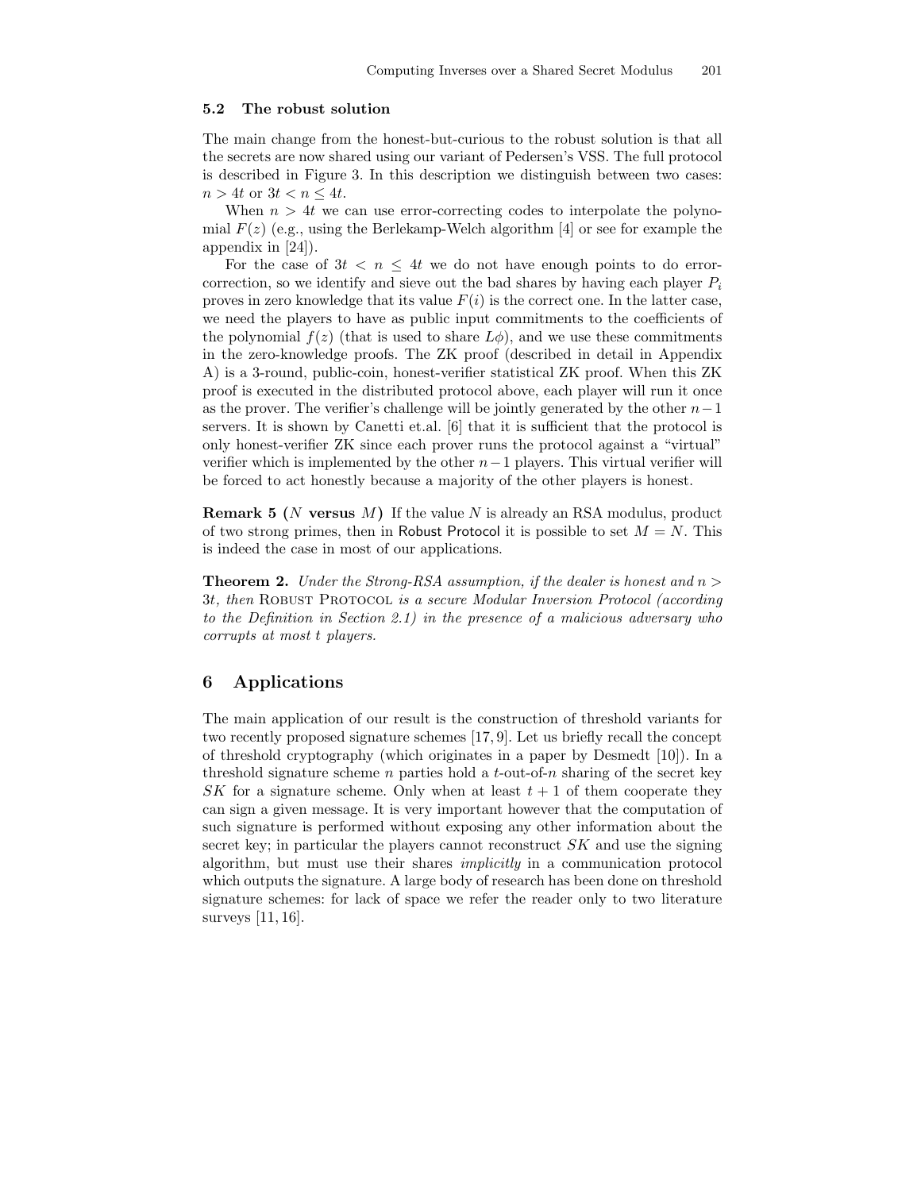### 5.2 The robust solution

The main change from the honest-but-curious to the robust solution is that all the secrets are now shared using our variant of Pedersen's VSS. The full protocol is described in Figure 3. In this description we distinguish between two cases: $n > 4t$ or $3t < n \leq 4t$.

When $n > 4t$ we can use error-correcting codes to interpolate the polynomial $F(z)$ (e.g., using the Berlekamp-Welch algorithm [4] or see for example the appendix in [24]).

For the case of $3t < n \leq 4t$ we do not have enough points to do error-correction, so we identify and sieve out the bad shares by having each player $P_i$ proves in zero knowledge that its value $F(i)$ is the correct one. In the latter case, we need the players to have as public input commitments to the coefficients of the polynomial $f(z)$ (that is used to share $L\phi$), and we use these commitments in the zero-knowledge proofs. The ZK proof (described in detail in Appendix A) is a 3-round, public-coin, honest-verifier statistical ZK proof. When this ZK proof is executed in the distributed protocol above, each player will run it once as the prover. The verifier's challenge will be jointly generated by the other $n-1$ servers. It is shown by Canetti et.al. [6] that it is sufficient that the protocol is only honest-verifier ZK since each prover runs the protocol against a "virtual" verifier which is implemented by the other $n-1$ players. This virtual verifier will be forced to act honestly because a majority of the other players is honest.

**Remark 5 ($N$ versus $M$)** If the value $N$ is already an RSA modulus, product of two strong primes, then in Robust Protocol it is possible to set $M = N$. This is indeed the case in most of our applications.

**Theorem 2.** *Under the Strong-RSA assumption, if the dealer is honest and $n > 3t$, then* Robust Protocol *is a secure Modular Inversion Protocol (according to the Definition in Section 2.1) in the presence of a malicious adversary who corrupts at most $t$ players.*

## 6 Applications

The main application of our result is the construction of threshold variants for two recently proposed signature schemes [17, 9]. Let us briefly recall the concept of threshold cryptography (which originates in a paper by Desmedt [10]). In a threshold signature scheme $n$ parties hold a $t$-out-of-$n$ sharing of the secret key $SK$ for a signature scheme. Only when at least $t+1$ of them cooperate they can sign a given message. It is very important however that the computation of such signature is performed without exposing any other information about the secret key; in particular the players cannot reconstruct $SK$ and use the signing algorithm, but must use their shares *implicitly* in a communication protocol which outputs the signature. A large body of research has been done on threshold signature schemes: for lack of space we refer the reader only to two literature surveys [11, 16].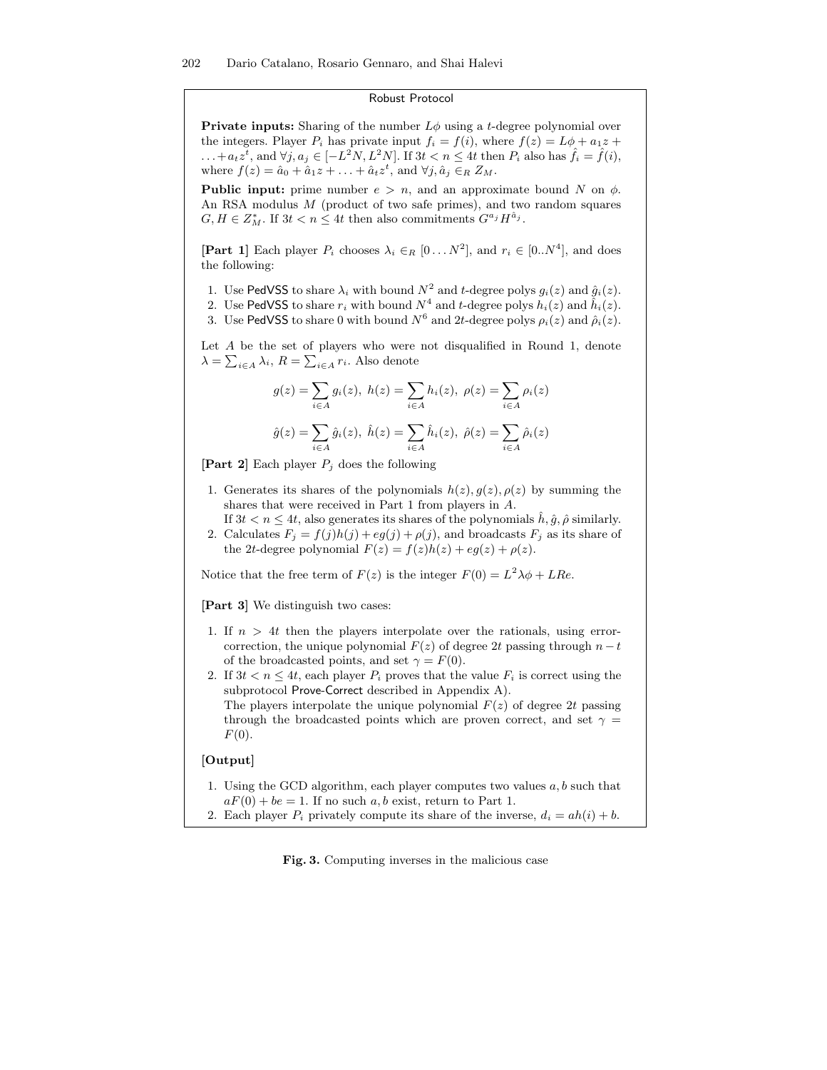**Robust Protocol**

**Private inputs:** Sharing of the number $L\phi$ using a $t$-degree polynomial over the integers. Player $P_i$ has private input $f_i = f(i)$, where $f(z) = L\phi + a_1 z + \ldots + a_t z^t$, and $\forall j, a_j \in [-L^2 N, L^2 N]$. If $3t < n \leq 4t$ then $P_i$ also has $\hat{f}_i = \hat{f}(i)$, where $f(z) = \hat{a}_0 + \hat{a}_1 z + \ldots + \hat{a}_t z^t$, and $\forall j, \hat{a}_j \in_R Z_M$.

**Public input:** prime number $e > n$, and an approximate bound $N$ on $\phi$. An RSA modulus $M$ (product of two safe primes), and two random squares $G, H \in Z_M^*$. If $3t < n \leq 4t$ then also commitments $G^{a_j} H^{\hat{a}_j}$.

**[Part 1]** Each player $P_i$ chooses $\lambda_i \in_R [0 \ldots N^2]$, and $r_i \in [0..N^4]$, and does the following:

1. Use PedVSS to share $\lambda_i$ with bound $N^2$ and $t$-degree polys $g_i(z)$ and $\hat{g}_i(z)$.
2. Use PedVSS to share $r_i$ with bound $N^4$ and $t$-degree polys $h_i(z)$ and $\hat{h}_i(z)$.
3. Use PedVSS to share 0 with bound $N^6$ and $2t$-degree polys $\rho_i(z)$ and $\hat{\rho}_i(z)$.

Let $A$ be the set of players who were not disqualified in Round 1, denote $\lambda = \sum_{i \in A} \lambda_i$, $R = \sum_{i \in A} r_i$. Also denote

$$g(z) = \sum_{i \in A} g_i(z),\ h(z) = \sum_{i \in A} h_i(z),\ \rho(z) = \sum_{i \in A} \rho_i(z)$$

$$\hat{g}(z) = \sum_{i \in A} \hat{g}_i(z),\ \hat{h}(z) = \sum_{i \in A} \hat{h}_i(z),\ \hat{\rho}(z) = \sum_{i \in A} \hat{\rho}_i(z)$$

**[Part 2]** Each player $P_j$ does the following

1. Generates its shares of the polynomials $h(z), g(z), \rho(z)$ by summing the shares that were received in Part 1 from players in $A$.
   If $3t < n \leq 4t$, also generates its shares of the polynomials $\hat{h}, \hat{g}, \hat{\rho}$ similarly.
2. Calculates $F_j = f(j)h(j) + eg(j) + \rho(j)$, and broadcasts $F_j$ as its share of the $2t$-degree polynomial $F(z) = f(z)h(z) + eg(z) + \rho(z)$.

Notice that the free term of $F(z)$ is the integer $F(0) = L^2 \lambda \phi + LRe$.

**[Part 3]** We distinguish two cases:

1. If $n > 4t$ then the players interpolate over the rationals, using error-correction, the unique polynomial $F(z)$ of degree $2t$ passing through $n - t$ of the broadcasted points, and set $\gamma = F(0)$.
2. If $3t < n \leq 4t$, each player $P_i$ proves that the value $F_i$ is correct using the subprotocol Prove-Correct described in Appendix A).
   The players interpolate the unique polynomial $F(z)$ of degree $2t$ passing through the broadcasted points which are proven correct, and set $\gamma = F(0)$.

**[Output]**

1. Using the GCD algorithm, each player computes two values $a, b$ such that $aF(0) + be = 1$. If no such $a, b$ exist, return to Part 1.
2. Each player $P_i$ privately compute its share of the inverse, $d_i = ah(i) + b$.

**Fig. 3.** Computing inverses in the malicious case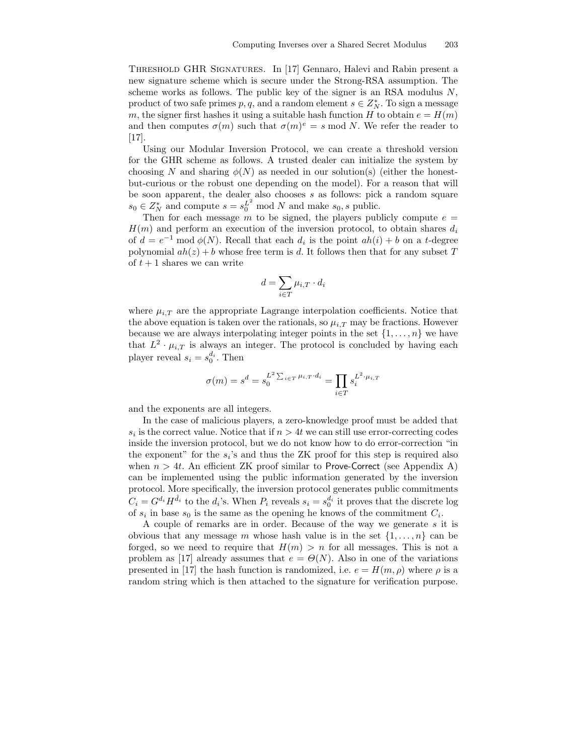**Threshold GHR Signatures.** In [17] Gennaro, Halevi and Rabin present a new signature scheme which is secure under the Strong-RSA assumption. The scheme works as follows. The public key of the signer is an RSA modulus $N$, product of two safe primes $p, q$, and a random element $s \in Z_N^*$. To sign a message $m$, the signer first hashes it using a suitable hash function $H$ to obtain $e = H(m)$ and then computes $\sigma(m)$ such that $\sigma(m)^e = s \bmod N$. We refer the reader to [17].

Using our Modular Inversion Protocol, we can create a threshold version for the GHR scheme as follows. A trusted dealer can initialize the system by choosing $N$ and sharing $\phi(N)$ as needed in our solution(s) (either the honest-but-curious or the robust one depending on the model). For a reason that will be soon apparent, the dealer also chooses $s$ as follows: pick a random square $s_0 \in Z_N^*$ and compute $s = s_0^{L^2} \bmod N$ and make $s_0, s$ public.

Then for each message $m$ to be signed, the players publicly compute $e = H(m)$ and perform an execution of the inversion protocol, to obtain shares $d_i$ of $d = e^{-1} \bmod \phi(N)$. Recall that each $d_i$ is the point $ah(i) + b$ on a $t$-degree polynomial $ah(z) + b$ whose free term is $d$. It follows then that for any subset $T$ of $t + 1$ shares we can write

$$d = \sum_{i \in T} \mu_{i,T} \cdot d_i$$

where $\mu_{i,T}$ are the appropriate Lagrange interpolation coefficients. Notice that the above equation is taken over the rationals, so $\mu_{i,T}$ may be fractions. However because we are always interpolating integer points in the set $\{1, \ldots, n\}$ we have that $L^2 \cdot \mu_{i,T}$ is always an integer. The protocol is concluded by having each player reveal $s_i = s_0^{d_i}$. Then

$$\sigma(m) = s^d = s_0^{L^2 \sum_{i \in T} \mu_{i,T} \cdot d_i} = \prod_{i \in T} s_i^{L^2 \cdot \mu_{i,T}}$$

and the exponents are all integers.

In the case of malicious players, a zero-knowledge proof must be added that $s_i$ is the correct value. Notice that if $n > 4t$ we can still use error-correcting codes inside the inversion protocol, but we do not know how to do error-correction "in the exponent" for the $s_i$'s and thus the ZK proof for this step is required also when $n > 4t$. An efficient ZK proof similar to Prove-Correct (see Appendix A) can be implemented using the public information generated by the inversion protocol. More specifically, the inversion protocol generates public commitments $C_i = G^{d_i} H^{\hat{d}_i}$ to the $d_i$'s. When $P_i$ reveals $s_i = s_0^{d_i}$ it proves that the discrete log of $s_i$ in base $s_0$ is the same as the opening he knows of the commitment $C_i$.

A couple of remarks are in order. Because of the way we generate $s$ it is obvious that any message $m$ whose hash value is in the set $\{1, \ldots, n\}$ can be forged, so we need to require that $H(m) > n$ for all messages. This is not a problem as [17] already assumes that $e = \Theta(N)$. Also in one of the variations presented in [17] the hash function is randomized, i.e. $e = H(m, \rho)$ where $\rho$ is a random string which is then attached to the signature for verification purpose.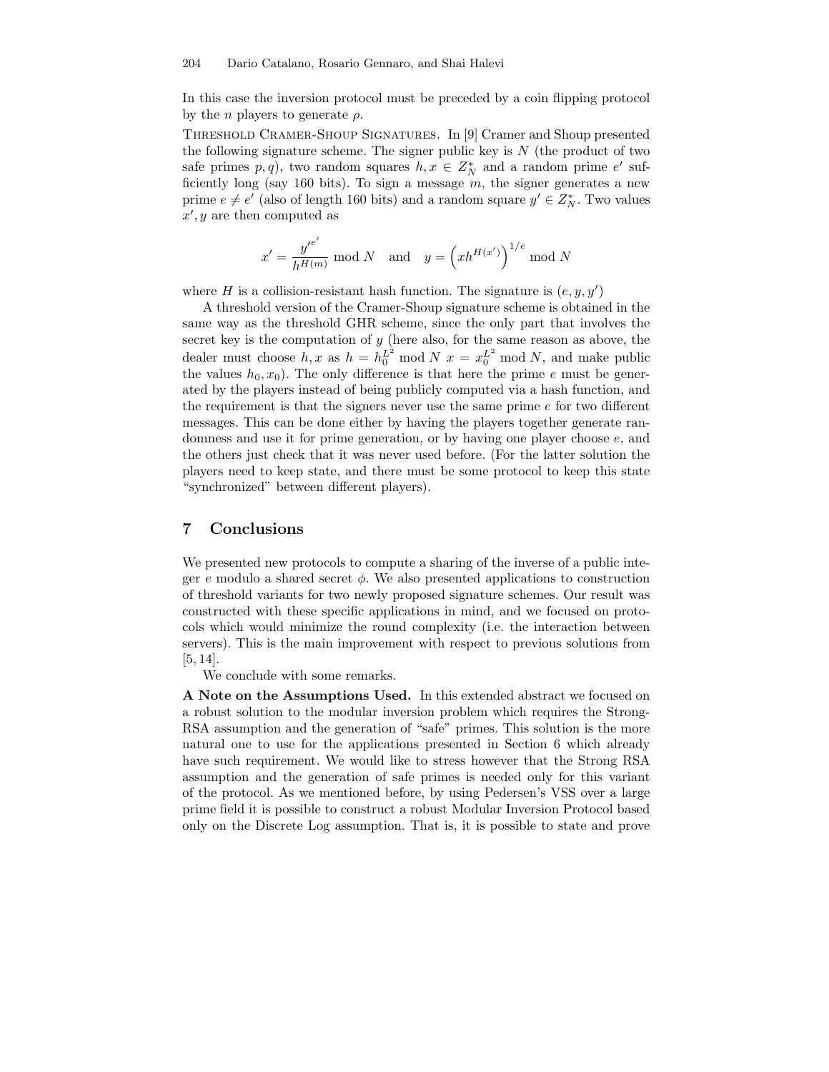In this case the inversion protocol must be preceded by a coin flipping protocol by the $n$ players to generate $\rho$.

Threshold Cramer-Shoup Signatures. In [9] Cramer and Shoup presented the following signature scheme. The signer public key is $N$ (the product of two safe primes $p, q$), two random squares $h, x \in Z_N^*$ and a random prime $e'$ sufficiently long (say 160 bits). To sign a message $m$, the signer generates a new prime $e \neq e'$ (also of length 160 bits) and a random square $y' \in Z_N^*$. Two values $x', y$ are then computed as

$$x' = \frac{{y'}^{e'}}{h^{H(m)}} \bmod N \quad \text{and} \quad y = \left(x h^{H(x')}\right)^{1/e} \bmod N$$

where $H$ is a collision-resistant hash function. The signature is $(e, y, y')$

A threshold version of the Cramer-Shoup signature scheme is obtained in the same way as the threshold GHR scheme, since the only part that involves the secret key is the computation of $y$ (here also, for the same reason as above, the dealer must choose $h, x$ as $h = h_0^{L^2} \bmod N$ $x = x_0^{L^2} \bmod N$, and make public the values $h_0, x_0$). The only difference is that here the prime $e$ must be generated by the players instead of being publicly computed via a hash function, and the requirement is that the signers never use the same prime $e$ for two different messages. This can be done either by having the players together generate randomness and use it for prime generation, or by having one player choose $e$, and the others just check that it was never used before. (For the latter solution the players need to keep state, and there must be some protocol to keep this state "synchronized" between different players).

## 7 Conclusions

We presented new protocols to compute a sharing of the inverse of a public integer $e$ modulo a shared secret $\phi$. We also presented applications to construction of threshold variants for two newly proposed signature schemes. Our result was constructed with these specific applications in mind, and we focused on protocols which would minimize the round complexity (i.e. the interaction between servers). This is the main improvement with respect to previous solutions from [5, 14].

We conclude with some remarks.

**A Note on the Assumptions Used.** In this extended abstract we focused on a robust solution to the modular inversion problem which requires the Strong-RSA assumption and the generation of "safe" primes. This solution is the more natural one to use for the applications presented in Section 6 which already have such requirement. We would like to stress however that the Strong RSA assumption and the generation of safe primes is needed only for this variant of the protocol. As we mentioned before, by using Pedersen's VSS over a large prime field it is possible to construct a robust Modular Inversion Protocol based only on the Discrete Log assumption. That is, it is possible to state and prove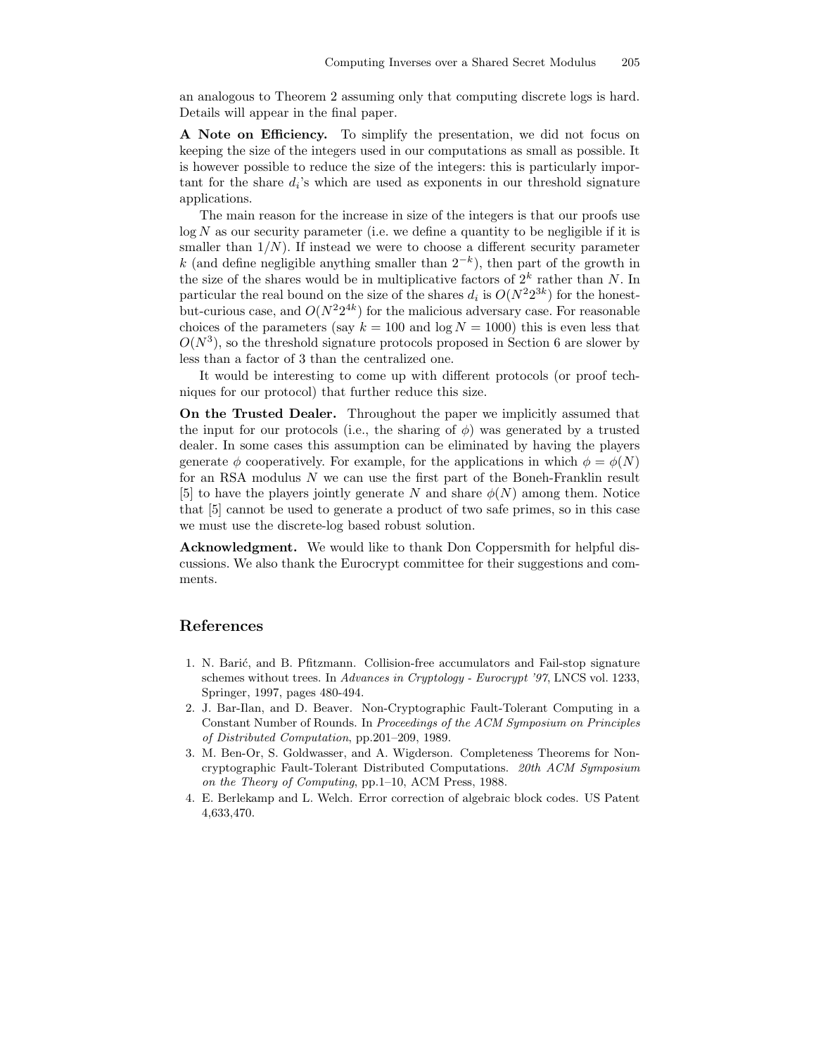an analogous to Theorem 2 assuming only that computing discrete logs is hard. Details will appear in the final paper.

**A Note on Efficiency.** To simplify the presentation, we did not focus on keeping the size of the integers used in our computations as small as possible. It is however possible to reduce the size of the integers: this is particularly important for the share $d_i$'s which are used as exponents in our threshold signature applications.

The main reason for the increase in size of the integers is that our proofs use $\log N$ as our security parameter (i.e. we define a quantity to be negligible if it is smaller than $1/N$). If instead we were to choose a different security parameter $k$ (and define negligible anything smaller than $2^{-k}$), then part of the growth in the size of the shares would be in multiplicative factors of $2^k$ rather than $N$. In particular the real bound on the size of the shares $d_i$ is $O(N^2 2^{3k})$ for the honest-but-curious case, and $O(N^2 2^{4k})$ for the malicious adversary case. For reasonable choices of the parameters (say $k = 100$ and $\log N = 1000$) this is even less that $O(N^3)$, so the threshold signature protocols proposed in Section 6 are slower by less than a factor of 3 than the centralized one.

It would be interesting to come up with different protocols (or proof techniques for our protocol) that further reduce this size.

**On the Trusted Dealer.** Throughout the paper we implicitly assumed that the input for our protocols (i.e., the sharing of $\phi$) was generated by a trusted dealer. In some cases this assumption can be eliminated by having the players generate $\phi$ cooperatively. For example, for the applications in which $\phi = \phi(N)$ for an RSA modulus $N$ we can use the first part of the Boneh-Franklin result [5] to have the players jointly generate $N$ and share $\phi(N)$ among them. Notice that [5] cannot be used to generate a product of two safe primes, so in this case we must use the discrete-log based robust solution.

**Acknowledgment.** We would like to thank Don Coppersmith for helpful discussions. We also thank the Eurocrypt committee for their suggestions and comments.

## References

1. N. Barić, and B. Pfitzmann. Collision-free accumulators and Fail-stop signature schemes without trees. In *Advances in Cryptology - Eurocrypt '97*, LNCS vol. 1233, Springer, 1997, pages 480-494.
2. J. Bar-Ilan, and D. Beaver. Non-Cryptographic Fault-Tolerant Computing in a Constant Number of Rounds. In *Proceedings of the ACM Symposium on Principles of Distributed Computation*, pp.201–209, 1989.
3. M. Ben-Or, S. Goldwasser, and A. Wigderson. Completeness Theorems for Non-cryptographic Fault-Tolerant Distributed Computations. *20th ACM Symposium on the Theory of Computing*, pp.1–10, ACM Press, 1988.
4. E. Berlekamp and L. Welch. Error correction of algebraic block codes. US Patent 4,633,470.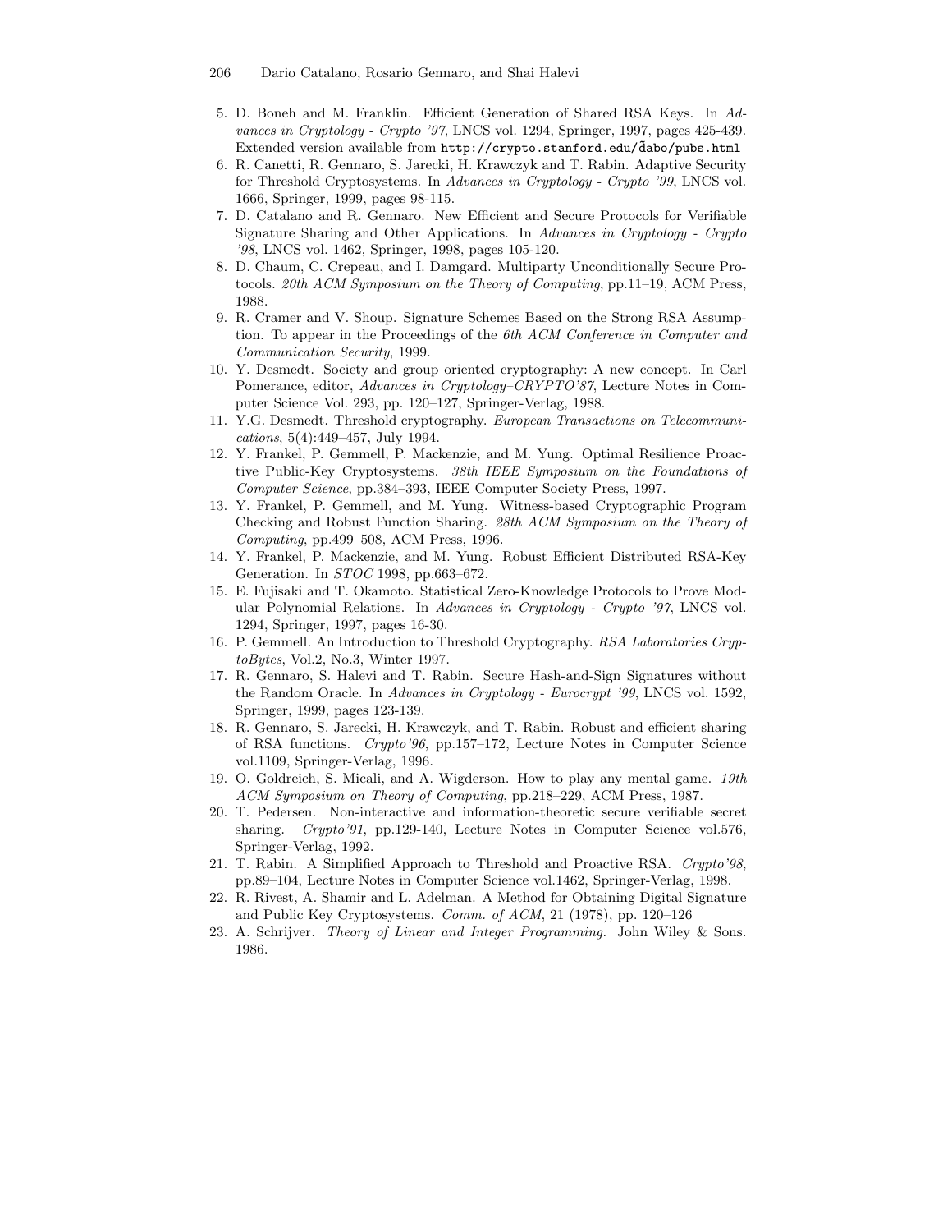5. D. Boneh and M. Franklin. Efficient Generation of Shared RSA Keys. In *Advances in Cryptology - Crypto '97*, LNCS vol. 1294, Springer, 1997, pages 425-439. Extended version available from `http://crypto.stanford.edu/~dabo/pubs.html`
6. R. Canetti, R. Gennaro, S. Jarecki, H. Krawczyk and T. Rabin. Adaptive Security for Threshold Cryptosystems. In *Advances in Cryptology - Crypto '99*, LNCS vol. 1666, Springer, 1999, pages 98-115.
7. D. Catalano and R. Gennaro. New Efficient and Secure Protocols for Verifiable Signature Sharing and Other Applications. In *Advances in Cryptology - Crypto '98*, LNCS vol. 1462, Springer, 1998, pages 105-120.
8. D. Chaum, C. Crepeau, and I. Damgard. Multiparty Unconditionally Secure Protocols. *20th ACM Symposium on the Theory of Computing*, pp.11–19, ACM Press, 1988.
9. R. Cramer and V. Shoup. Signature Schemes Based on the Strong RSA Assumption. To appear in the Proceedings of the *6th ACM Conference in Computer and Communication Security*, 1999.
10. Y. Desmedt. Society and group oriented cryptography: A new concept. In Carl Pomerance, editor, *Advances in Cryptology–CRYPTO'87*, Lecture Notes in Computer Science Vol. 293, pp. 120–127, Springer-Verlag, 1988.
11. Y.G. Desmedt. Threshold cryptography. *European Transactions on Telecommunications*, 5(4):449–457, July 1994.
12. Y. Frankel, P. Gemmell, P. Mackenzie, and M. Yung. Optimal Resilience Proactive Public-Key Cryptosystems. *38th IEEE Symposium on the Foundations of Computer Science*, pp.384–393, IEEE Computer Society Press, 1997.
13. Y. Frankel, P. Gemmell, and M. Yung. Witness-based Cryptographic Program Checking and Robust Function Sharing. *28th ACM Symposium on the Theory of Computing*, pp.499–508, ACM Press, 1996.
14. Y. Frankel, P. Mackenzie, and M. Yung. Robust Efficient Distributed RSA-Key Generation. In *STOC* 1998, pp.663–672.
15. E. Fujisaki and T. Okamoto. Statistical Zero-Knowledge Protocols to Prove Modular Polynomial Relations. In *Advances in Cryptology - Crypto '97*, LNCS vol. 1294, Springer, 1997, pages 16-30.
16. P. Gemmell. An Introduction to Threshold Cryptography. *RSA Laboratories CryptoBytes*, Vol.2, No.3, Winter 1997.
17. R. Gennaro, S. Halevi and T. Rabin. Secure Hash-and-Sign Signatures without the Random Oracle. In *Advances in Cryptology - Eurocrypt '99*, LNCS vol. 1592, Springer, 1999, pages 123-139.
18. R. Gennaro, S. Jarecki, H. Krawczyk, and T. Rabin. Robust and efficient sharing of RSA functions. *Crypto'96*, pp.157–172, Lecture Notes in Computer Science vol.1109, Springer-Verlag, 1996.
19. O. Goldreich, S. Micali, and A. Wigderson. How to play any mental game. *19th ACM Symposium on Theory of Computing*, pp.218–229, ACM Press, 1987.
20. T. Pedersen. Non-interactive and information-theoretic secure verifiable secret sharing. *Crypto'91*, pp.129-140, Lecture Notes in Computer Science vol.576, Springer-Verlag, 1992.
21. T. Rabin. A Simplified Approach to Threshold and Proactive RSA. *Crypto'98*, pp.89–104, Lecture Notes in Computer Science vol.1462, Springer-Verlag, 1998.
22. R. Rivest, A. Shamir and L. Adelman. A Method for Obtaining Digital Signature and Public Key Cryptosystems. *Comm. of ACM*, 21 (1978), pp. 120–126
23. A. Schrijver. *Theory of Linear and Integer Programming.* John Wiley & Sons. 1986.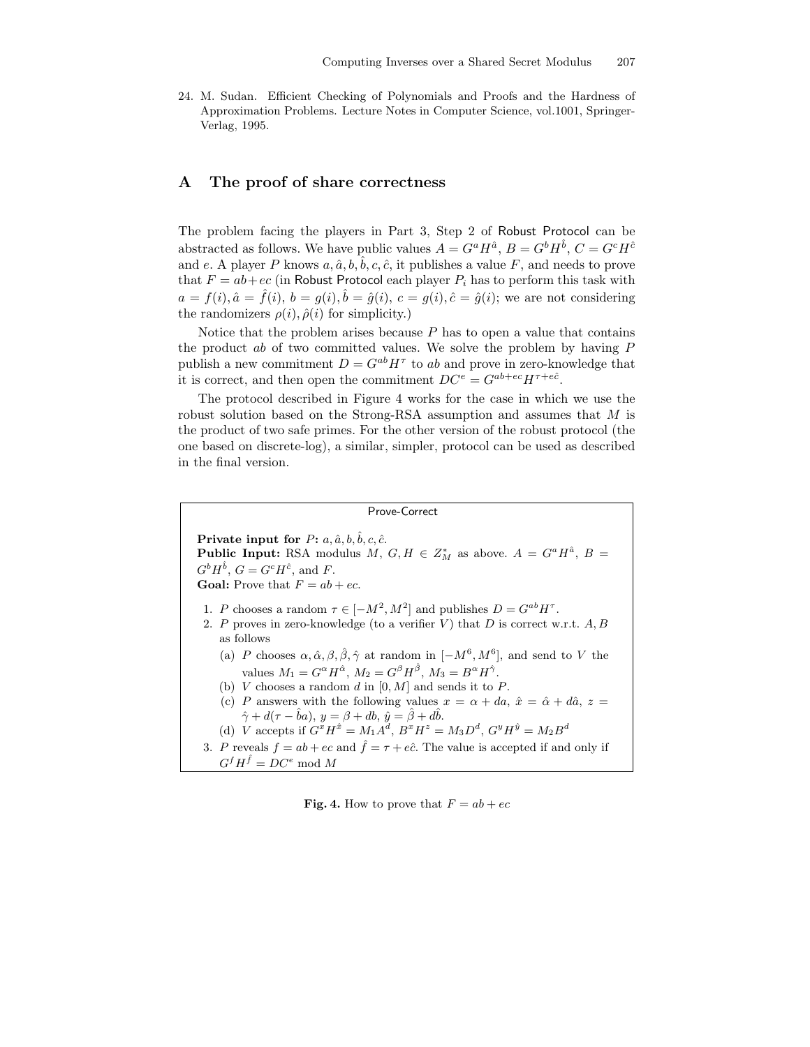24. M. Sudan. Efficient Checking of Polynomials and Proofs and the Hardness of Approximation Problems. Lecture Notes in Computer Science, vol.1001, Springer-Verlag, 1995.

## A The proof of share correctness

The problem facing the players in Part 3, Step 2 of Robust Protocol can be abstracted as follows. We have public values $A = G^a H^{\hat{a}}$, $B = G^b H^{\hat{b}}$, $C = G^c H^{\hat{c}}$ and $e$. A player $P$ knows $a, \hat{a}, b, \hat{b}, c, \hat{c}$, it publishes a value $F$, and needs to prove that $F = ab + ec$ (in Robust Protocol each player $P_i$ has to perform this task with $a = f(i), \hat{a} = \hat{f}(i)$, $b = g(i), \hat{b} = \hat{g}(i)$, $c = g(i), \hat{c} = \hat{g}(i)$; we are not considering the randomizers $\rho(i), \hat{\rho}(i)$ for simplicity.)

Notice that the problem arises because $P$ has to open a value that contains the product $ab$ of two committed values. We solve the problem by having $P$ publish a new commitment $D = G^{ab} H^{\tau}$ to $ab$ and prove in zero-knowledge that it is correct, and then open the commitment $DC^e = G^{ab+ec} H^{\tau + e\hat{c}}$.

The protocol described in Figure 4 works for the case in which we use the robust solution based on the Strong-RSA assumption and assumes that $M$ is the product of two safe primes. For the other version of the robust protocol (the one based on discrete-log), a similar, simpler, protocol can be used as described in the final version.

---

**Prove-Correct**

**Private input for $P$:** $a, \hat{a}, b, \hat{b}, c, \hat{c}$.
**Public Input:** RSA modulus $M$, $G, H \in Z_M^*$ as above. $A = G^a H^{\hat{a}}$, $B = G^b H^{\hat{b}}$, $G = G^c H^{\hat{c}}$, and $F$.
**Goal:** Prove that $F = ab + ec$.

1. $P$ chooses a random $\tau \in [-M^2, M^2]$ and publishes $D = G^{ab} H^{\tau}$.
2. $P$ proves in zero-knowledge (to a verifier $V$) that $D$ is correct w.r.t. $A, B$ as follows
   (a) $P$ chooses $\alpha, \hat{\alpha}, \beta, \hat{\beta}, \hat{\gamma}$ at random in $[-M^6, M^6]$, and send to $V$ the values $M_1 = G^{\alpha} H^{\hat{\alpha}}$, $M_2 = G^{\beta} H^{\hat{\beta}}$, $M_3 = B^{\alpha} H^{\hat{\gamma}}$.
   (b) $V$ chooses a random $d$ in $[0, M]$ and sends it to $P$.
   (c) $P$ answers with the following values $x = \alpha + da$, $\hat{x} = \hat{\alpha} + d\hat{a}$, $z = \hat{\gamma} + d(\tau - \hat{b}a)$, $y = \beta + db$, $\hat{y} = \hat{\beta} + d\hat{b}$.
   (d) $V$ accepts if $G^x H^{\hat{x}} = M_1 A^d$, $B^x H^z = M_3 D^d$, $G^y H^{\hat{y}} = M_2 B^d$
3. $P$ reveals $f = ab + ec$ and $\hat{f} = \tau + e\hat{c}$. The value is accepted if and only if $G^f H^{\hat{f}} = DC^e \bmod M$

---

**Fig. 4.** How to prove that $F = ab + ec$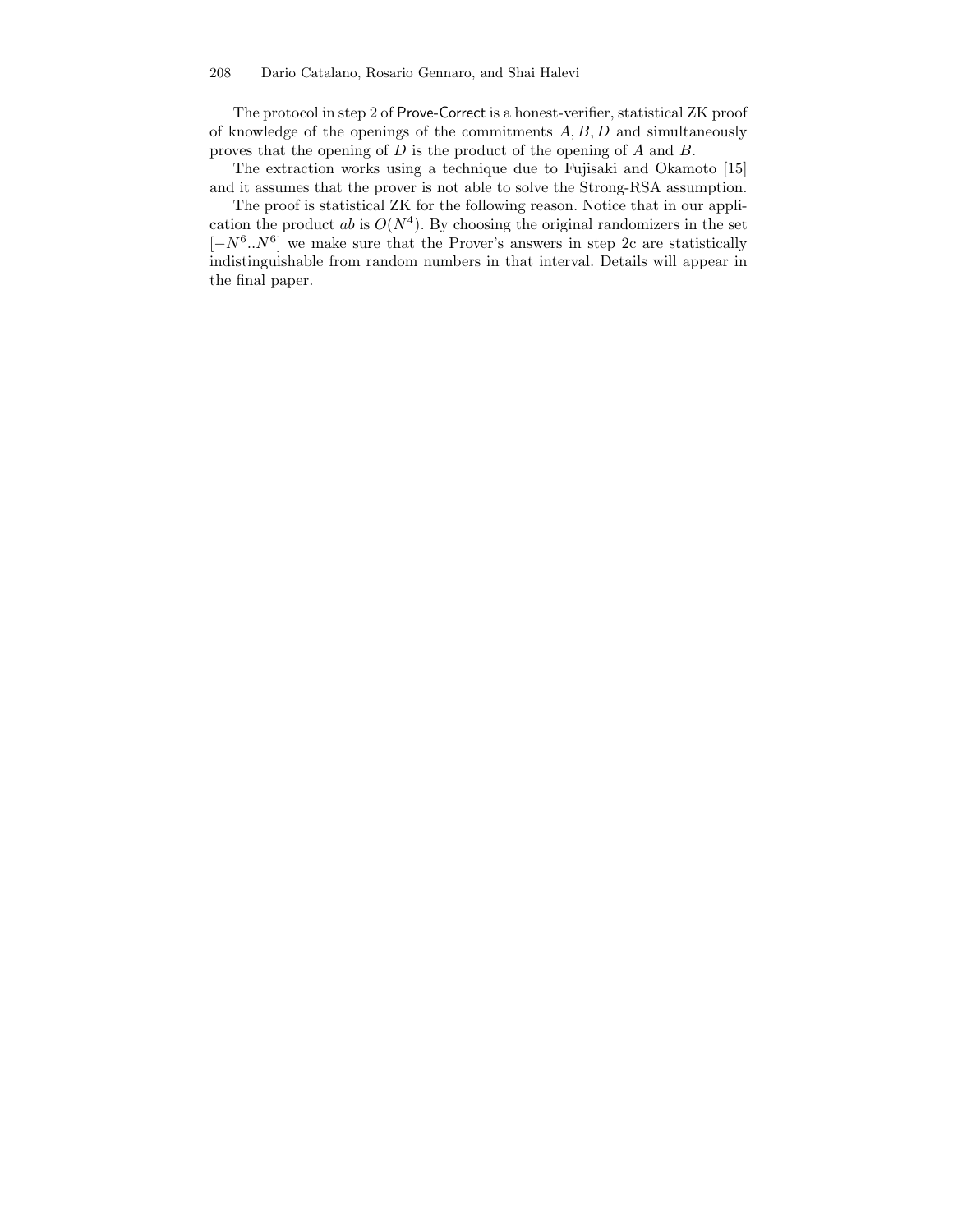The protocol in step 2 of Prove-Correct is a honest-verifier, statistical ZK proof of knowledge of the openings of the commitments $A, B, D$ and simultaneously proves that the opening of $D$ is the product of the opening of $A$ and $B$.

The extraction works using a technique due to Fujisaki and Okamoto [15] and it assumes that the prover is not able to solve the Strong-RSA assumption.

The proof is statistical ZK for the following reason. Notice that in our application the product $ab$ is $O(N^4)$. By choosing the original randomizers in the set $[-N^6..N^6]$ we make sure that the Prover's answers in step 2c are statistically indistinguishable from random numbers in that interval. Details will appear in the final paper.